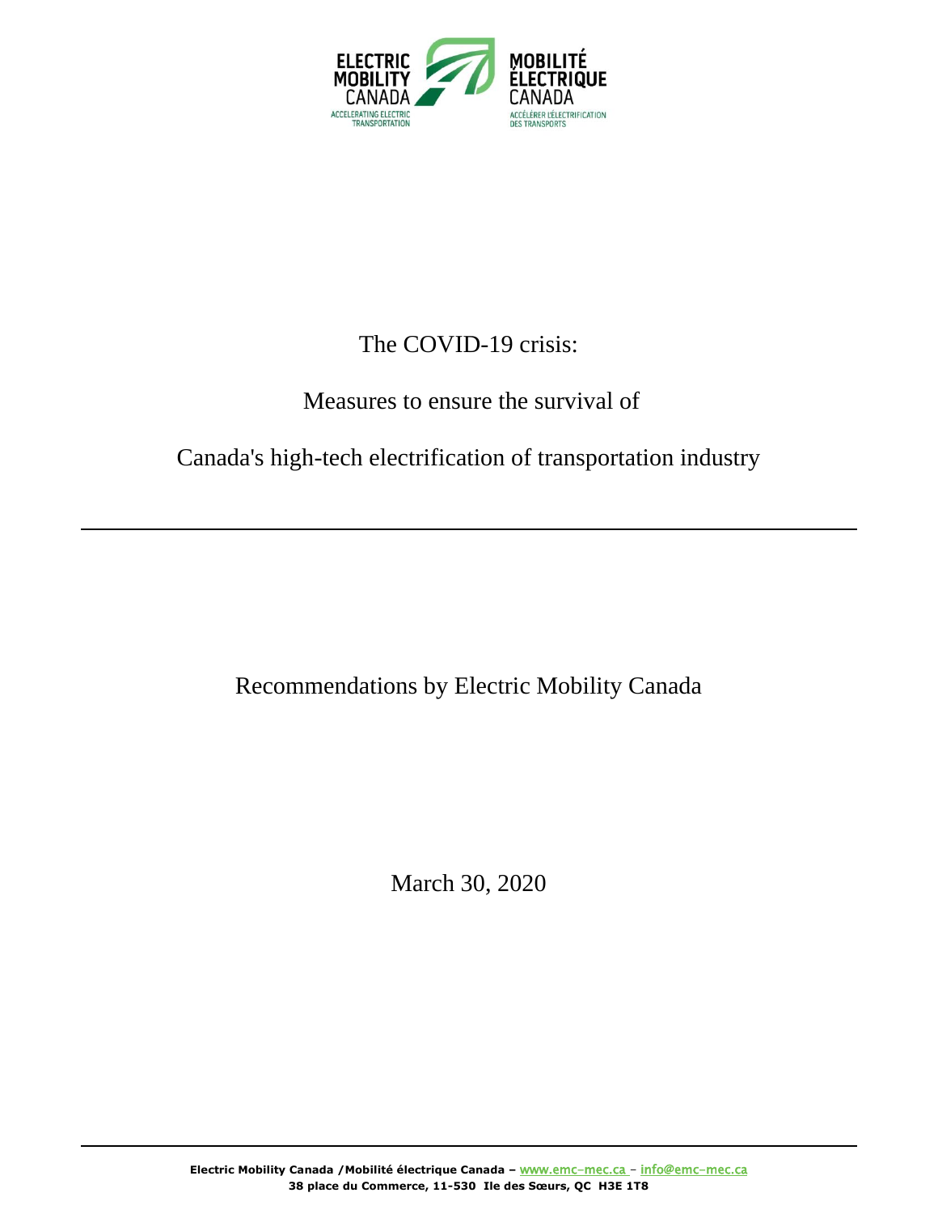# The COVID-19 crisis:

# Measures to ensure the survival of

# Canada's high-tech electrification of transportation industry

---

Recommendations by Electric Mobility Canada

March 30, 2020

---

**Electric Mobility Canada / Mobilité électrique Canada – www.emc-mec.ca – info@emc-mec.ca**
**38 place du Commerce, 11-530 Ile des Sœurs, QC H3E 1T8**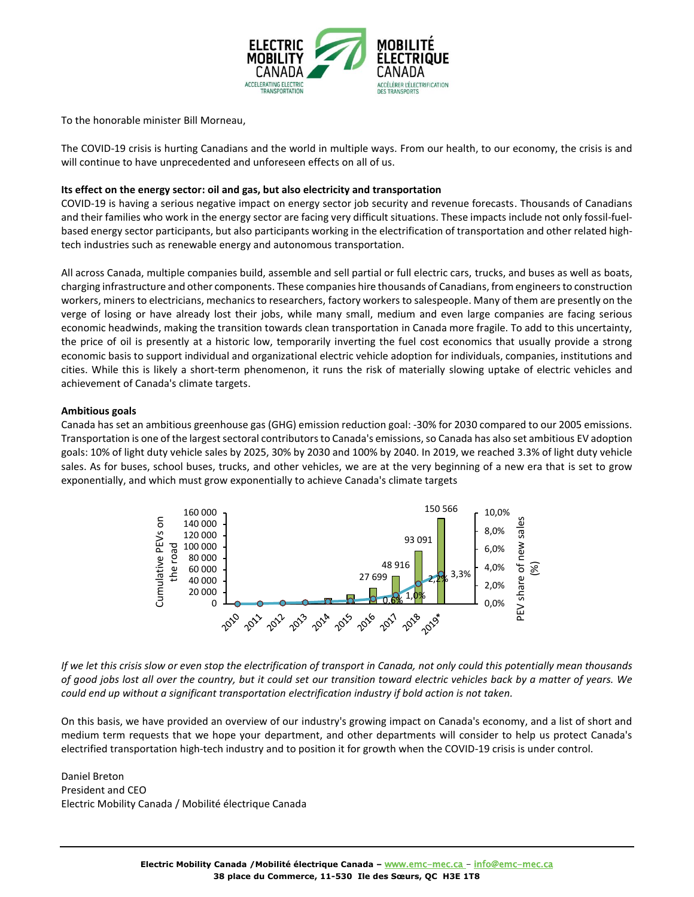To the honorable minister Bill Morneau,

The COVID-19 crisis is hurting Canadians and the world in multiple ways. From our health, to our economy, the crisis is and will continue to have unprecedented and unforeseen effects on all of us.

**Its effect on the energy sector: oil and gas, but also electricity and transportation**

COVID-19 is having a serious negative impact on energy sector job security and revenue forecasts. Thousands of Canadians and their families who work in the energy sector are facing very difficult situations. These impacts include not only fossil-fuel-based energy sector participants, but also participants working in the electrification of transportation and other related high-tech industries such as renewable energy and autonomous transportation.

All across Canada, multiple companies build, assemble and sell partial or full electric cars, trucks, and buses as well as boats, charging infrastructure and other components. These companies hire thousands of Canadians, from engineers to construction workers, miners to electricians, mechanics to researchers, factory workers to salespeople. Many of them are presently on the verge of losing or have already lost their jobs, while many small, medium and even large companies are facing serious economic headwinds, making the transition towards clean transportation in Canada more fragile. To add to this uncertainty, the price of oil is presently at a historic low, temporarily inverting the fuel cost economics that usually provide a strong economic basis to support individual and organizational electric vehicle adoption for individuals, companies, institutions and cities. While this is likely a short-term phenomenon, it runs the risk of materially slowing uptake of electric vehicles and achievement of Canada's climate targets.

**Ambitious goals**

Canada has set an ambitious greenhouse gas (GHG) emission reduction goal: -30% for 2030 compared to our 2005 emissions. Transportation is one of the largest sectoral contributors to Canada's emissions, so Canada has also set ambitious EV adoption goals: 10% of light duty vehicle sales by 2025, 30% by 2030 and 100% by 2040. In 2019, we reached 3.3% of light duty vehicle sales. As for buses, school buses, trucks, and other vehicles, we are at the very beginning of a new era that is set to grow exponentially, and which must grow exponentially to achieve Canada's climate targets

*If we let this crisis slow or even stop the electrification of transport in Canada, not only could this potentially mean thousands of good jobs lost all over the country, but it could set our transition toward electric vehicles back by a matter of years. We could end up without a significant transportation electrification industry if bold action is not taken.*

On this basis, we have provided an overview of our industry's growing impact on Canada's economy, and a list of short and medium term requests that we hope your department, and other departments will consider to help us protect Canada's electrified transportation high-tech industry and to position it for growth when the COVID-19 crisis is under control.

Daniel Breton
President and CEO
Electric Mobility Canada / Mobilité électrique Canada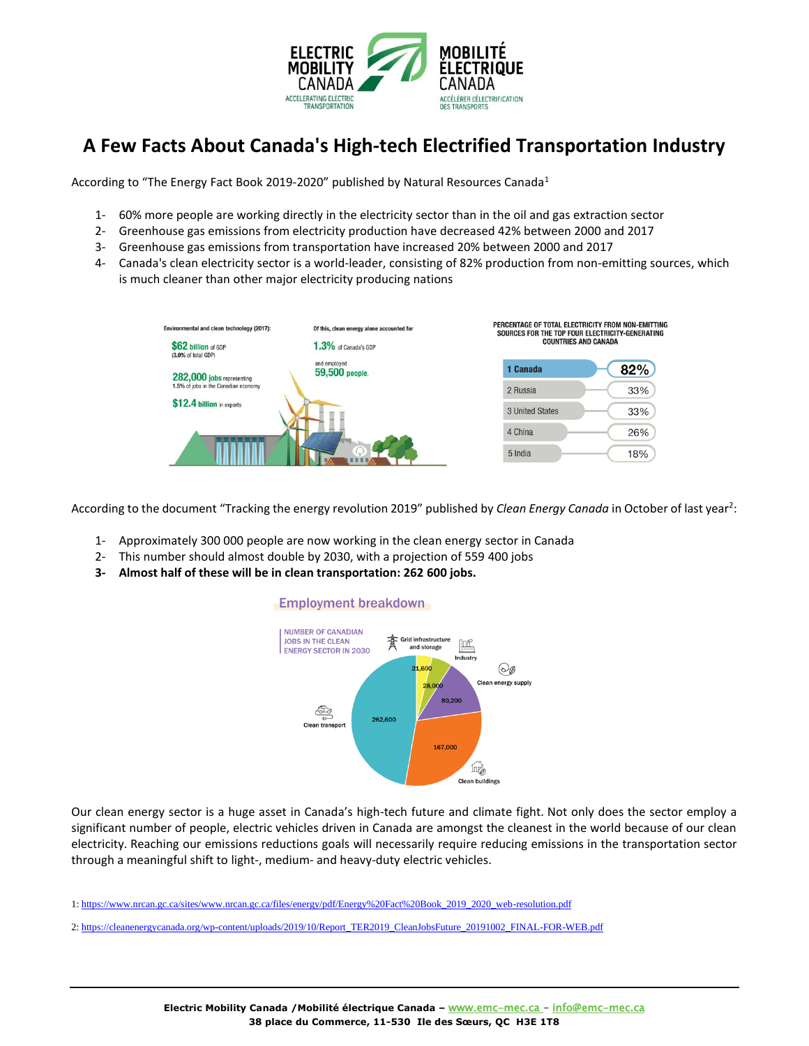# A Few Facts About Canada's High-tech Electrified Transportation Industry

According to "The Energy Fact Book 2019-2020" published by Natural Resources Canada[1]

1- 60% more people are working directly in the electricity sector than in the oil and gas extraction sector
2- Greenhouse gas emissions from electricity production have decreased 42% between 2000 and 2017
3- Greenhouse gas emissions from transportation have increased 20% between 2000 and 2017
4- Canada's clean electricity sector is a world-leader, consisting of 82% production from non-emitting sources, which is much cleaner than other major electricity producing nations

Environmental and clean technology (2017):

- $62 billion of GDP (3.0% of total GDP)
- 282,000 jobs representing 1.5% of jobs in the Canadian economy
- $12.4 billion in exports

Of this, clean energy alone accounted for 1.3% of Canada's GDP and employed 59,500 people.

PERCENTAGE OF TOTAL ELECTRICITY FROM NON-EMITTING SOURCES FOR THE TOP FOUR ELECTRICITY-GENERATING COUNTRIES AND CANADA

| Country | % |
| --- | --- |
| 1 Canada | 82% |
| 2 Russia | 33% |
| 3 United States | 33% |
| 4 China | 26% |
| 5 India | 18% |

According to the document "Tracking the energy revolution 2019" published by *Clean Energy Canada* in October of last year[2]:

1- Approximately 300 000 people are now working in the clean energy sector in Canada
2- This number should almost double by 2030, with a projection of 559 400 jobs
**3- Almost half of these will be in clean transportation: 262 600 jobs.**

Employment breakdown

NUMBER OF CANADIAN JOBS IN THE CLEAN ENERGY SECTOR IN 2030

| Sector | Jobs |
| --- | --- |
| Grid infrastructure and storage | 21,600 |
| Industry | 28,000 |
| Clean energy supply | 80,200 |
| Clean buildings | 167,000 |
| Clean transport | 262,600 |

Our clean energy sector is a huge asset in Canada's high-tech future and climate fight. Not only does the sector employ a significant number of people, electric vehicles driven in Canada are amongst the cleanest in the world because of our clean electricity. Reaching our emissions reductions goals will necessarily require reducing emissions in the transportation sector through a meaningful shift to light-, medium- and heavy-duty electric vehicles.

1: https://www.nrcan.gc.ca/sites/www.nrcan.gc.ca/files/energy/pdf/Energy%20Fact%20Book_2019_2020_web-resolution.pdf

2: https://cleanenergycanada.org/wp-content/uploads/2019/10/Report_TER2019_CleanJobsFuture_20191002_FINAL-FOR-WEB.pdf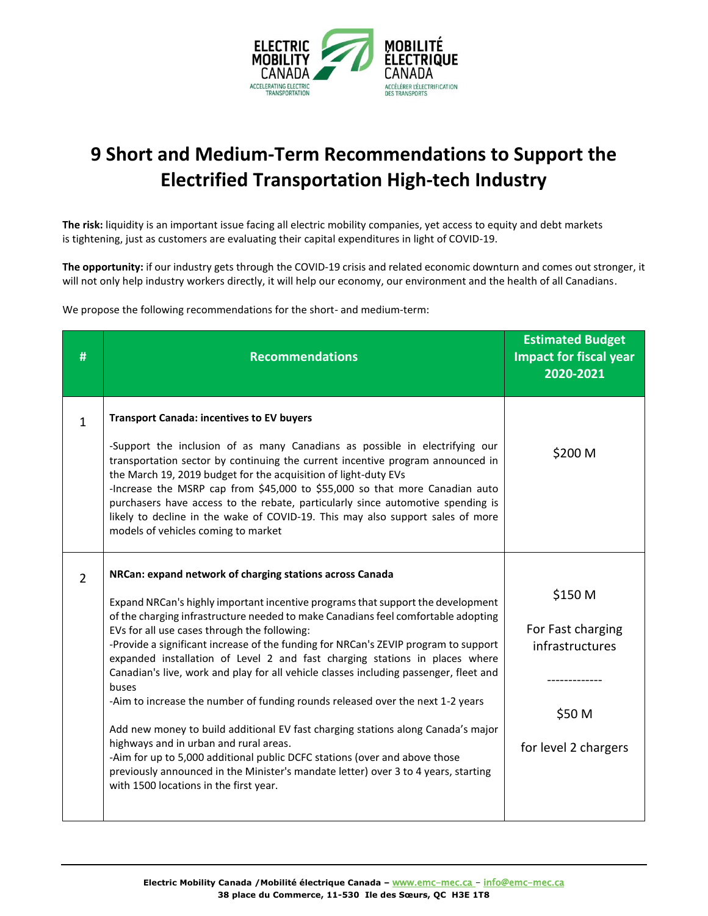# 9 Short and Medium-Term Recommendations to Support the Electrified Transportation High-tech Industry

**The risk:** liquidity is an important issue facing all electric mobility companies, yet access to equity and debt markets is tightening, just as customers are evaluating their capital expenditures in light of COVID-19.

**The opportunity:** if our industry gets through the COVID-19 crisis and related economic downturn and comes out stronger, it will not only help industry workers directly, it will help our economy, our environment and the health of all Canadians.

We propose the following recommendations for the short- and medium-term:

| # | Recommendations | Estimated Budget Impact for fiscal year 2020-2021 |
|---|---|---|
| 1 | **Transport Canada: incentives to EV buyers**<br><br>-Support the inclusion of as many Canadians as possible in electrifying our transportation sector by continuing the current incentive program announced in the March 19, 2019 budget for the acquisition of light-duty EVs<br>-Increase the MSRP cap from $45,000 to $55,000 so that more Canadian auto purchasers have access to the rebate, particularly since automotive spending is likely to decline in the wake of COVID-19. This may also support sales of more models of vehicles coming to market | $200 M |
| 2 | **NRCan: expand network of charging stations across Canada**<br><br>Expand NRCan's highly important incentive programs that support the development of the charging infrastructure needed to make Canadians feel comfortable adopting EVs for all use cases through the following:<br>-Provide a significant increase of the funding for NRCan's ZEVIP program to support expanded installation of Level 2 and fast charging stations in places where Canadian's live, work and play for all vehicle classes including passenger, fleet and buses<br>-Aim to increase the number of funding rounds released over the next 1-2 years<br><br>Add new money to build additional EV fast charging stations along Canada's major highways and in urban and rural areas.<br>-Aim for up to 5,000 additional public DCFC stations (over and above those previously announced in the Minister's mandate letter) over 3 to 4 years, starting with 1500 locations in the first year. | $150 M<br><br>For Fast charging infrastructures<br><br>-------------<br><br>$50 M<br><br>for level 2 chargers |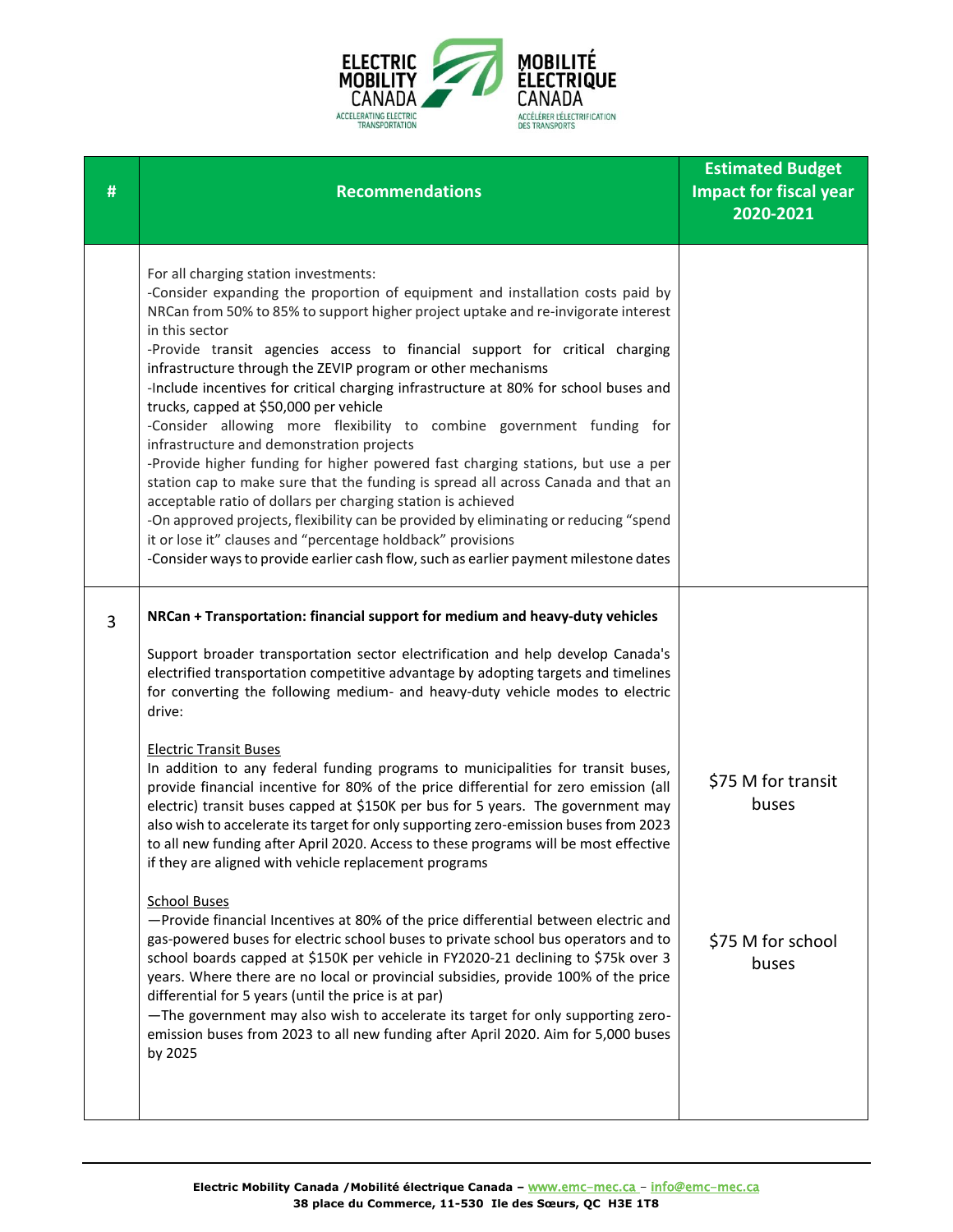| # | Recommendations | Estimated Budget Impact for fiscal year 2020-2021 |
|---|---|---|
| | For all charging station investments:<br>-Consider expanding the proportion of equipment and installation costs paid by NRCan from 50% to 85% to support higher project uptake and re-invigorate interest in this sector<br>-Provide transit agencies access to financial support for critical charging infrastructure through the ZEVIP program or other mechanisms<br>-Include incentives for critical charging infrastructure at 80% for school buses and trucks, capped at $50,000 per vehicle<br>-Consider allowing more flexibility to combine government funding for infrastructure and demonstration projects<br>-Provide higher funding for higher powered fast charging stations, but use a per station cap to make sure that the funding is spread all across Canada and that an acceptable ratio of dollars per charging station is achieved<br>-On approved projects, flexibility can be provided by eliminating or reducing "spend it or lose it" clauses and "percentage holdback" provisions<br>-Consider ways to provide earlier cash flow, such as earlier payment milestone dates | |
| 3 | **NRCan + Transportation: financial support for medium and heavy-duty vehicles**<br><br>Support broader transportation sector electrification and help develop Canada's electrified transportation competitive advantage by adopting targets and timelines for converting the following medium- and heavy-duty vehicle modes to electric drive:<br><br><u>Electric Transit Buses</u><br>In addition to any federal funding programs to municipalities for transit buses, provide financial incentive for 80% of the price differential for zero emission (all electric) transit buses capped at $150K per bus for 5 years. The government may also wish to accelerate its target for only supporting zero-emission buses from 2023 to all new funding after April 2020. Access to these programs will be most effective if they are aligned with vehicle replacement programs<br><br><u>School Buses</u><br>—Provide financial Incentives at 80% of the price differential between electric and gas-powered buses for electric school buses to private school bus operators and to school boards capped at $150K per vehicle in FY2020-21 declining to $75k over 3 years. Where there are no local or provincial subsidies, provide 100% of the price differential for 5 years (until the price is at par)<br>—The government may also wish to accelerate its target for only supporting zero-emission buses from 2023 to all new funding after April 2020. Aim for 5,000 buses by 2025 | $75 M for transit buses<br><br>$75 M for school buses |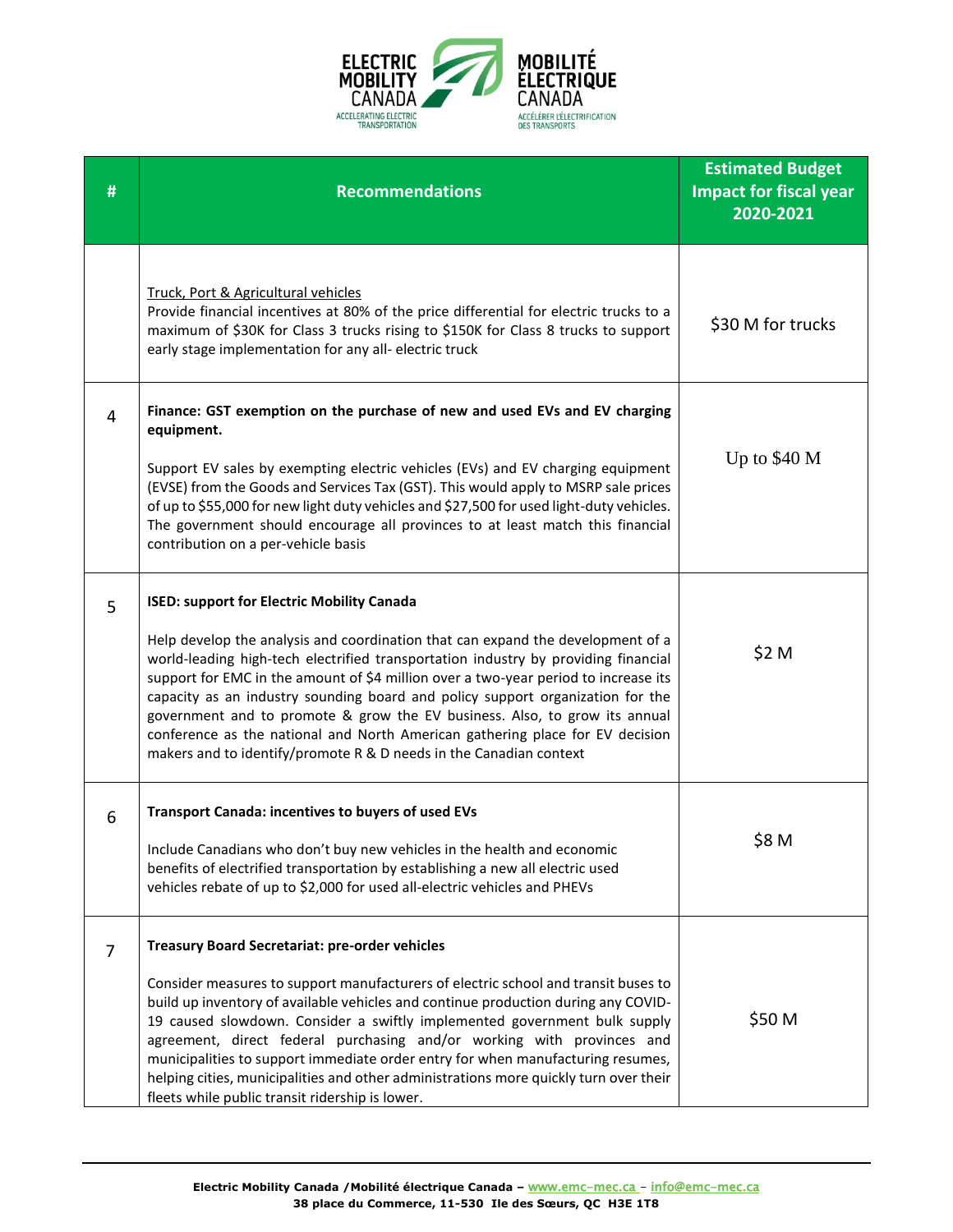| # | Recommendations | Estimated Budget Impact for fiscal year 2020-2021 |
|---|---|---|
| | Truck, Port & Agricultural vehicles<br>Provide financial incentives at 80% of the price differential for electric trucks to a maximum of $30K for Class 3 trucks rising to $150K for Class 8 trucks to support early stage implementation for any all- electric truck | $30 M for trucks |
| 4 | **Finance: GST exemption on the purchase of new and used EVs and EV charging equipment.**<br><br>Support EV sales by exempting electric vehicles (EVs) and EV charging equipment (EVSE) from the Goods and Services Tax (GST). This would apply to MSRP sale prices of up to $55,000 for new light duty vehicles and $27,500 for used light-duty vehicles. The government should encourage all provinces to at least match this financial contribution on a per-vehicle basis | Up to $40 M |
| 5 | **ISED: support for Electric Mobility Canada**<br><br>Help develop the analysis and coordination that can expand the development of a world-leading high-tech electrified transportation industry by providing financial support for EMC in the amount of $4 million over a two-year period to increase its capacity as an industry sounding board and policy support organization for the government and to promote & grow the EV business. Also, to grow its annual conference as the national and North American gathering place for EV decision makers and to identify/promote R & D needs in the Canadian context | $2 M |
| 6 | **Transport Canada: incentives to buyers of used EVs**<br><br>Include Canadians who don't buy new vehicles in the health and economic benefits of electrified transportation by establishing a new all electric used vehicles rebate of up to $2,000 for used all-electric vehicles and PHEVs | $8 M |
| 7 | **Treasury Board Secretariat: pre-order vehicles**<br><br>Consider measures to support manufacturers of electric school and transit buses to build up inventory of available vehicles and continue production during any COVID-19 caused slowdown. Consider a swiftly implemented government bulk supply agreement, direct federal purchasing and/or working with provinces and municipalities to support immediate order entry for when manufacturing resumes, helping cities, municipalities and other administrations more quickly turn over their fleets while public transit ridership is lower. | $50 M |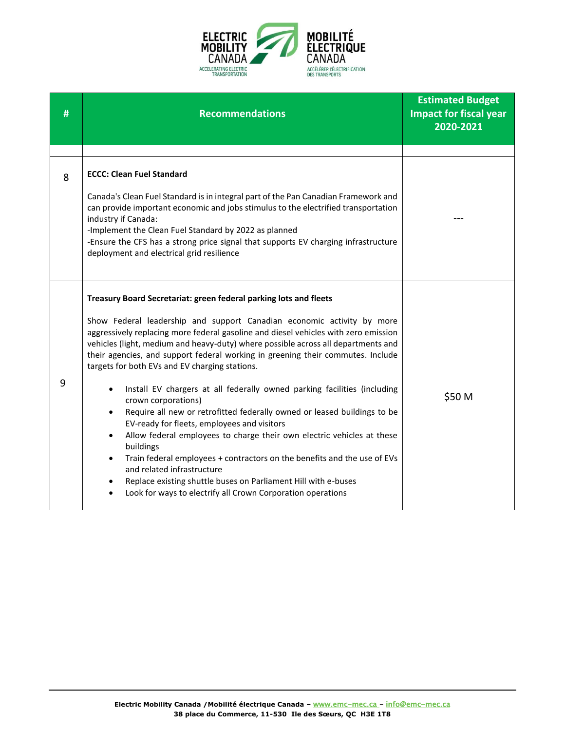| # | Recommendations | Estimated Budget Impact for fiscal year 2020-2021 |
|---|---|---|
| | | |
| 8 | **ECCC: Clean Fuel Standard**<br><br>Canada's Clean Fuel Standard is in integral part of the Pan Canadian Framework and can provide important economic and jobs stimulus to the electrified transportation industry if Canada:<br>-Implement the Clean Fuel Standard by 2022 as planned<br>-Ensure the CFS has a strong price signal that supports EV charging infrastructure deployment and electrical grid resilience | --- |
| 9 | **Treasury Board Secretariat: green federal parking lots and fleets**<br><br>Show Federal leadership and support Canadian economic activity by more aggressively replacing more federal gasoline and diesel vehicles with zero emission vehicles (light, medium and heavy-duty) where possible across all departments and their agencies, and support federal working in greening their commutes. Include targets for both EVs and EV charging stations.<br><br>• Install EV chargers at all federally owned parking facilities (including crown corporations)<br>• Require all new or retrofitted federally owned or leased buildings to be EV-ready for fleets, employees and visitors<br>• Allow federal employees to charge their own electric vehicles at these buildings<br>• Train federal employees + contractors on the benefits and the use of EVs and related infrastructure<br>• Replace existing shuttle buses on Parliament Hill with e-buses<br>• Look for ways to electrify all Crown Corporation operations | $50 M |